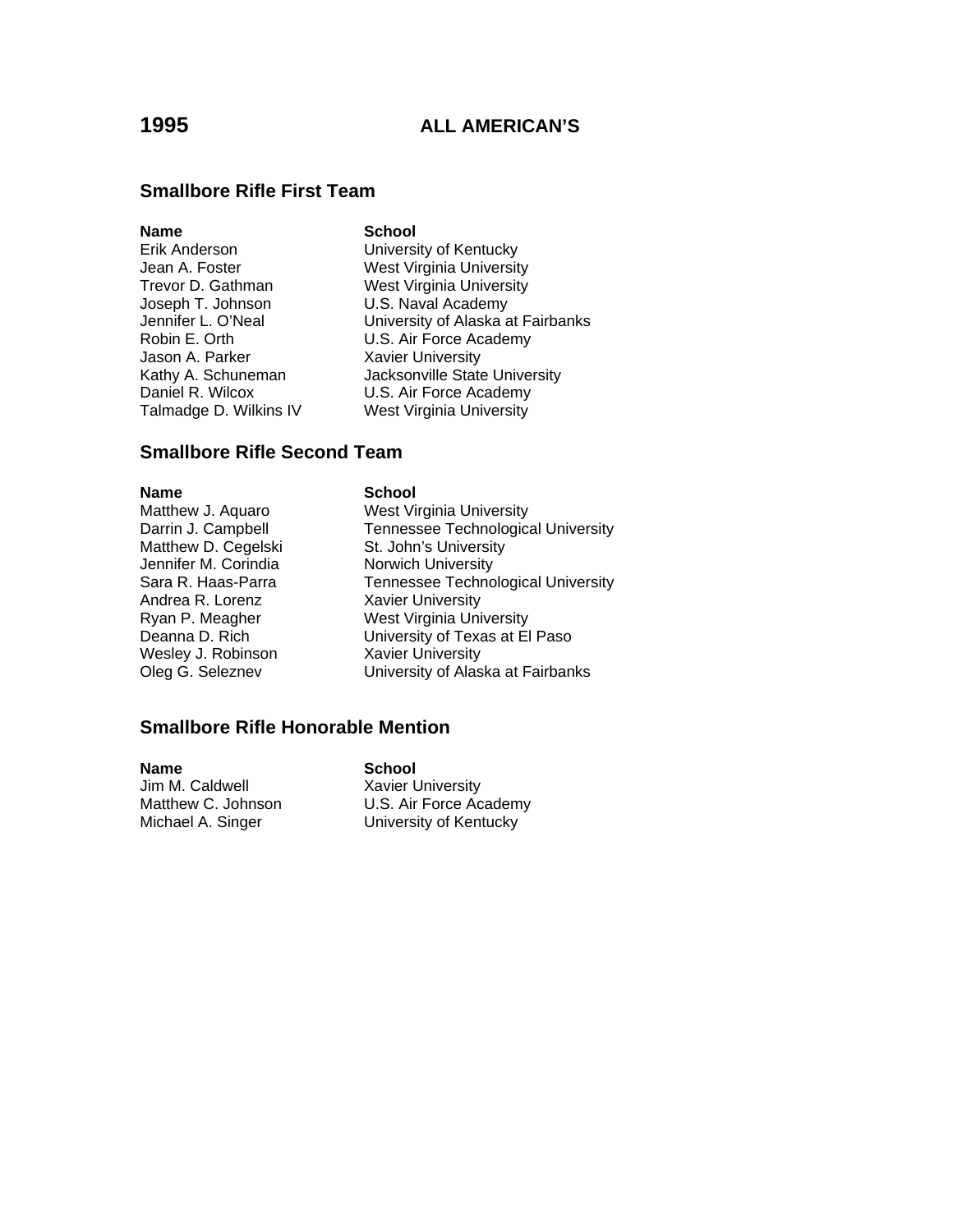# 1995 ALL AMERICAN'S

## Smallbore Rifle First Team

| Name | School |
|---|---|
| Erik Anderson | University of Kentucky |
| Jean A. Foster | West Virginia University |
| Trevor D. Gathman | West Virginia University |
| Joseph T. Johnson | U.S. Naval Academy |
| Jennifer L. O'Neal | University of Alaska at Fairbanks |
| Robin E. Orth | U.S. Air Force Academy |
| Jason A. Parker | Xavier University |
| Kathy A. Schuneman | Jacksonville State University |
| Daniel R. Wilcox | U.S. Air Force Academy |
| Talmadge D. Wilkins IV | West Virginia University |

## Smallbore Rifle Second Team

| Name | School |
|---|---|
| Matthew J. Aquaro | West Virginia University |
| Darrin J. Campbell | Tennessee Technological University |
| Matthew D. Cegelski | St. John's University |
| Jennifer M. Corindia | Norwich University |
| Sara R. Haas-Parra | Tennessee Technological University |
| Andrea R. Lorenz | Xavier University |
| Ryan P. Meagher | West Virginia University |
| Deanna D. Rich | University of Texas at El Paso |
| Wesley J. Robinson | Xavier University |
| Oleg G. Seleznev | University of Alaska at Fairbanks |

## Smallbore Rifle Honorable Mention

| Name | School |
|---|---|
| Jim M. Caldwell | Xavier University |
| Matthew C. Johnson | U.S. Air Force Academy |
| Michael A. Singer | University of Kentucky |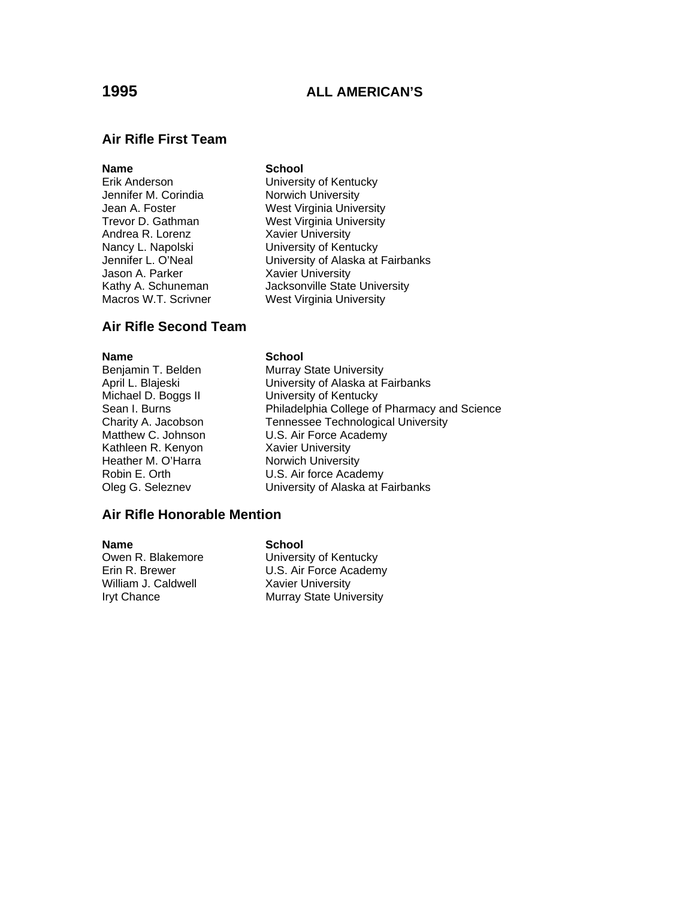# 1995 ALL AMERICAN'S

## Air Rifle First Team

| Name | School |
|---|---|
| Erik Anderson | University of Kentucky |
| Jennifer M. Corindia | Norwich University |
| Jean A. Foster | West Virginia University |
| Trevor D. Gathman | West Virginia University |
| Andrea R. Lorenz | Xavier University |
| Nancy L. Napolski | University of Kentucky |
| Jennifer L. O'Neal | University of Alaska at Fairbanks |
| Jason A. Parker | Xavier University |
| Kathy A. Schuneman | Jacksonville State University |
| Macros W.T. Scrivner | West Virginia University |

## Air Rifle Second Team

| Name | School |
|---|---|
| Benjamin T. Belden | Murray State University |
| April L. Blajeski | University of Alaska at Fairbanks |
| Michael D. Boggs II | University of Kentucky |
| Sean I. Burns | Philadelphia College of Pharmacy and Science |
| Charity A. Jacobson | Tennessee Technological University |
| Matthew C. Johnson | U.S. Air Force Academy |
| Kathleen R. Kenyon | Xavier University |
| Heather M. O'Harra | Norwich University |
| Robin E. Orth | U.S. Air force Academy |
| Oleg G. Seleznev | University of Alaska at Fairbanks |

## Air Rifle Honorable Mention

| Name | School |
|---|---|
| Owen R. Blakemore | University of Kentucky |
| Erin R. Brewer | U.S. Air Force Academy |
| William J. Caldwell | Xavier University |
| Iryt Chance | Murray State University |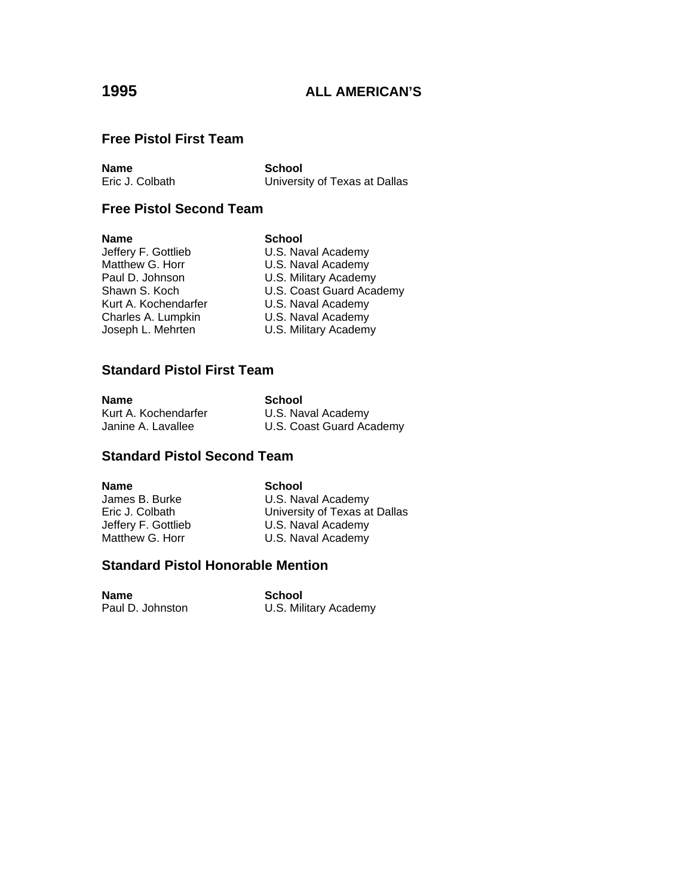# 1995 ALL AMERICAN'S

## Free Pistol First Team

| Name | School |
| --- | --- |
| Eric J. Colbath | University of Texas at Dallas |

## Free Pistol Second Team

| Name | School |
| --- | --- |
| Jeffery F. Gottlieb | U.S. Naval Academy |
| Matthew G. Horr | U.S. Naval Academy |
| Paul D. Johnson | U.S. Military Academy |
| Shawn S. Koch | U.S. Coast Guard Academy |
| Kurt A. Kochendarfer | U.S. Naval Academy |
| Charles A. Lumpkin | U.S. Naval Academy |
| Joseph L. Mehrten | U.S. Military Academy |

## Standard Pistol First Team

| Name | School |
| --- | --- |
| Kurt A. Kochendarfer | U.S. Naval Academy |
| Janine A. Lavallee | U.S. Coast Guard Academy |

## Standard Pistol Second Team

| Name | School |
| --- | --- |
| James B. Burke | U.S. Naval Academy |
| Eric J. Colbath | University of Texas at Dallas |
| Jeffery F. Gottlieb | U.S. Naval Academy |
| Matthew G. Horr | U.S. Naval Academy |

## Standard Pistol Honorable Mention

| Name | School |
| --- | --- |
| Paul D. Johnston | U.S. Military Academy |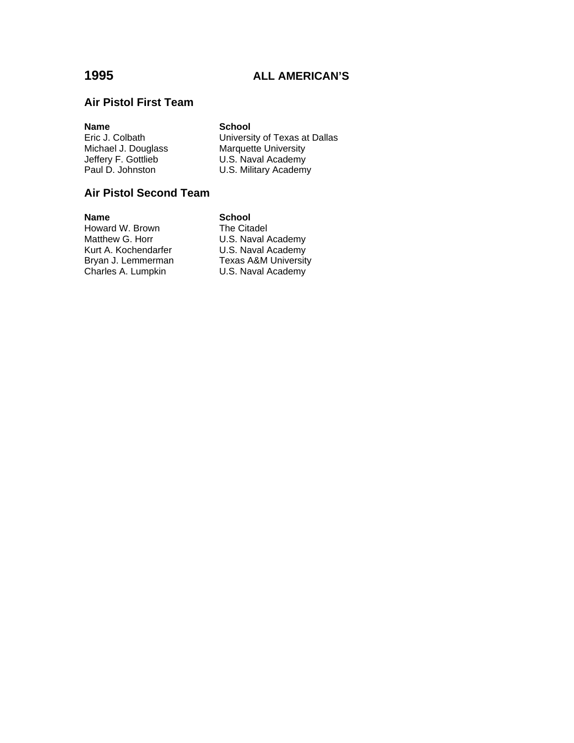# 1995 ALL AMERICAN'S

## Air Pistol First Team

| Name | School |
|---|---|
| Eric J. Colbath | University of Texas at Dallas |
| Michael J. Douglass | Marquette University |
| Jeffery F. Gottlieb | U.S. Naval Academy |
| Paul D. Johnston | U.S. Military Academy |

## Air Pistol Second Team

| Name | School |
|---|---|
| Howard W. Brown | The Citadel |
| Matthew G. Horr | U.S. Naval Academy |
| Kurt A. Kochendarfer | U.S. Naval Academy |
| Bryan J. Lemmerman | Texas A&M University |
| Charles A. Lumpkin | U.S. Naval Academy |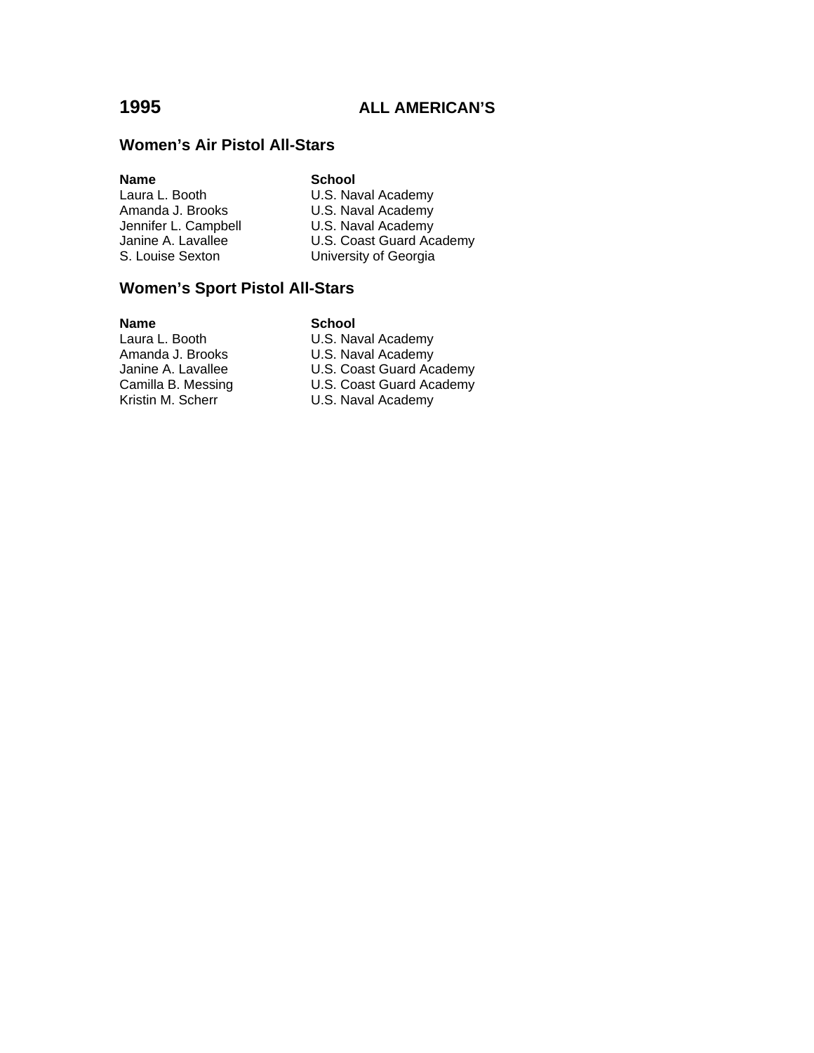# 1995 ALL AMERICAN'S

## Women's Air Pistol All-Stars

| Name | School |
|---|---|
| Laura L. Booth | U.S. Naval Academy |
| Amanda J. Brooks | U.S. Naval Academy |
| Jennifer L. Campbell | U.S. Naval Academy |
| Janine A. Lavallee | U.S. Coast Guard Academy |
| S. Louise Sexton | University of Georgia |

## Women's Sport Pistol All-Stars

| Name | School |
|---|---|
| Laura L. Booth | U.S. Naval Academy |
| Amanda J. Brooks | U.S. Naval Academy |
| Janine A. Lavallee | U.S. Coast Guard Academy |
| Camilla B. Messing | U.S. Coast Guard Academy |
| Kristin M. Scherr | U.S. Naval Academy |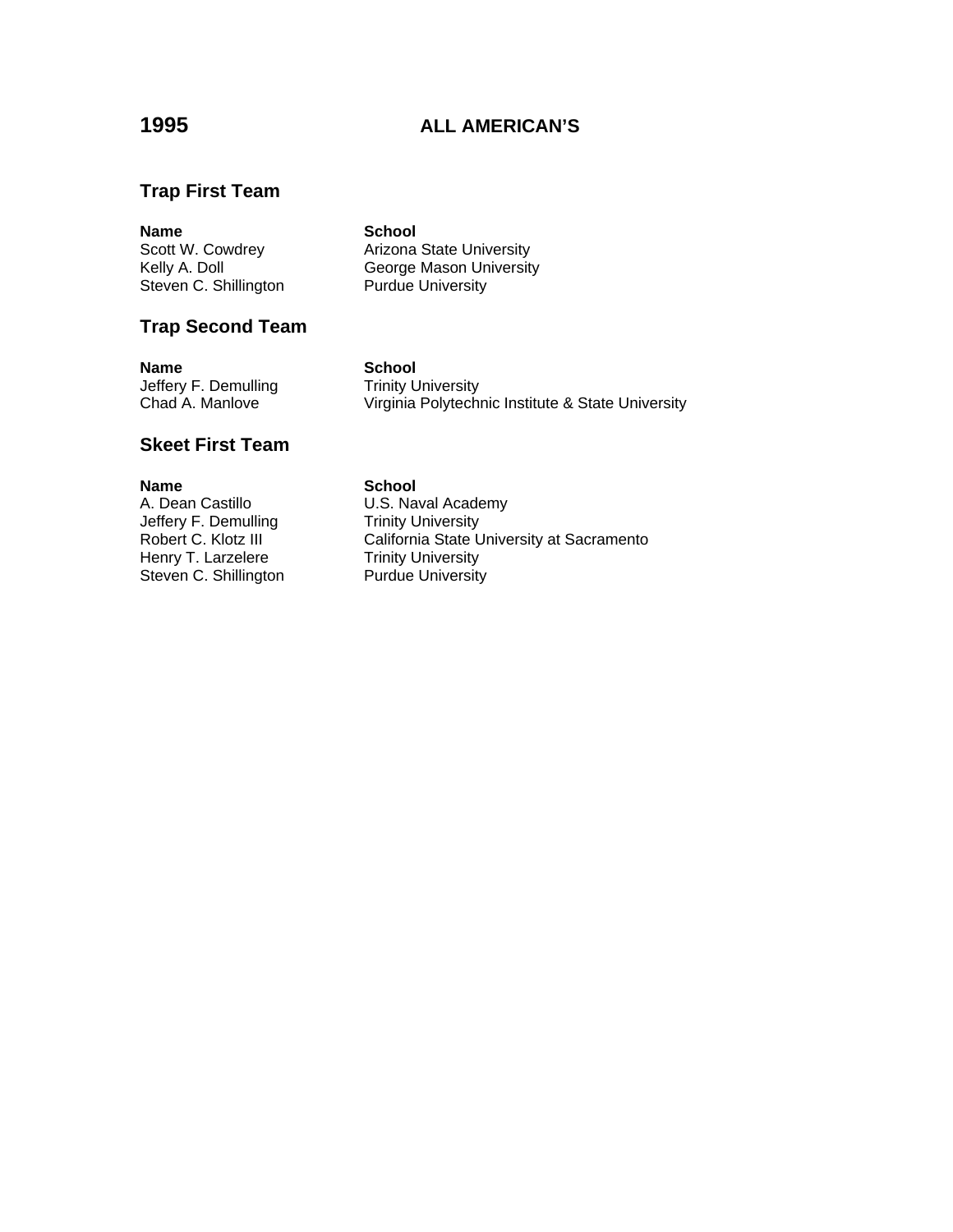# 1995 ALL AMERICAN'S

## Trap First Team

| Name | School |
|---|---|
| Scott W. Cowdrey | Arizona State University |
| Kelly A. Doll | George Mason University |
| Steven C. Shillington | Purdue University |

## Trap Second Team

| Name | School |
|---|---|
| Jeffery F. Demulling | Trinity University |
| Chad A. Manlove | Virginia Polytechnic Institute & State University |

## Skeet First Team

| Name | School |
|---|---|
| A. Dean Castillo | U.S. Naval Academy |
| Jeffery F. Demulling | Trinity University |
| Robert C. Klotz III | California State University at Sacramento |
| Henry T. Larzelere | Trinity University |
| Steven C. Shillington | Purdue University |